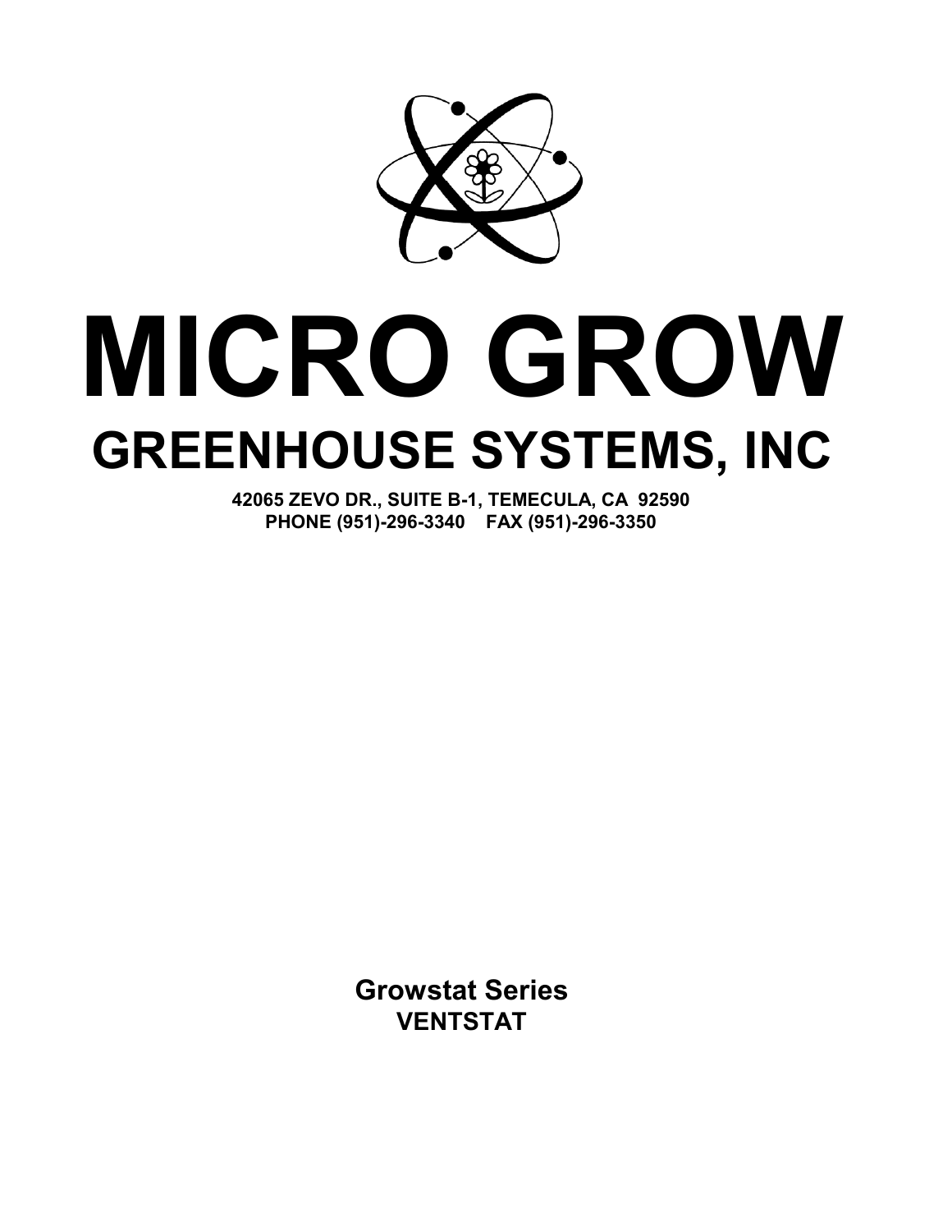# MICRO GROW

## GREENHOUSE SYSTEMS, INC

**42065 ZEVO DR., SUITE B-1, TEMECULA, CA 92590**
**PHONE (951)-296-3340 FAX (951)-296-3350**

**Growstat Series**
**VENTSTAT**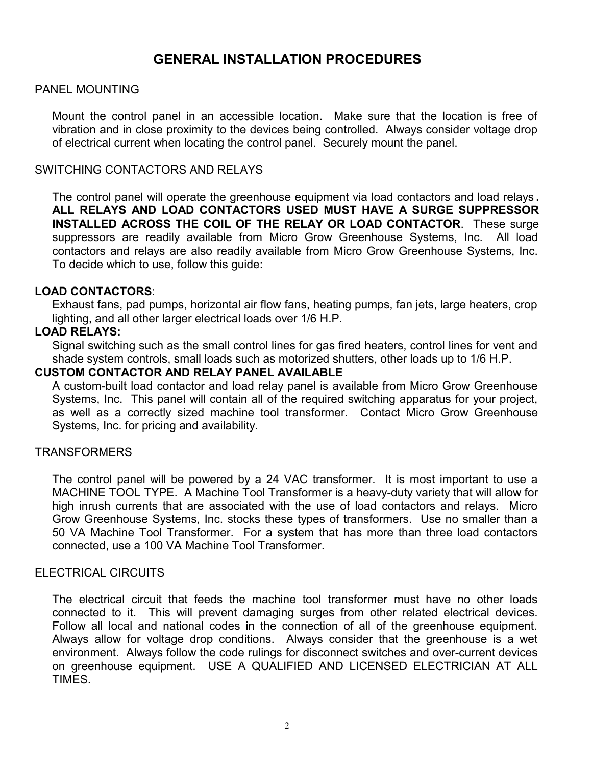# GENERAL INSTALLATION PROCEDURES

## PANEL MOUNTING

Mount the control panel in an accessible location. Make sure that the location is free of vibration and in close proximity to the devices being controlled. Always consider voltage drop of electrical current when locating the control panel. Securely mount the panel.

## SWITCHING CONTACTORS AND RELAYS

The control panel will operate the greenhouse equipment via load contactors and load relays. **ALL RELAYS AND LOAD CONTACTORS USED MUST HAVE A SURGE SUPPRESSOR INSTALLED ACROSS THE COIL OF THE RELAY OR LOAD CONTACTOR**. These surge suppressors are readily available from Micro Grow Greenhouse Systems, Inc. All load contactors and relays are also readily available from Micro Grow Greenhouse Systems, Inc. To decide which to use, follow this guide:

**LOAD CONTACTORS**:

Exhaust fans, pad pumps, horizontal air flow fans, heating pumps, fan jets, large heaters, crop lighting, and all other larger electrical loads over 1/6 H.P.

**LOAD RELAYS:**

Signal switching such as the small control lines for gas fired heaters, control lines for vent and shade system controls, small loads such as motorized shutters, other loads up to 1/6 H.P.

**CUSTOM CONTACTOR AND RELAY PANEL AVAILABLE**

A custom-built load contactor and load relay panel is available from Micro Grow Greenhouse Systems, Inc. This panel will contain all of the required switching apparatus for your project, as well as a correctly sized machine tool transformer. Contact Micro Grow Greenhouse Systems, Inc. for pricing and availability.

## TRANSFORMERS

The control panel will be powered by a 24 VAC transformer. It is most important to use a MACHINE TOOL TYPE. A Machine Tool Transformer is a heavy-duty variety that will allow for high inrush currents that are associated with the use of load contactors and relays. Micro Grow Greenhouse Systems, Inc. stocks these types of transformers. Use no smaller than a 50 VA Machine Tool Transformer. For a system that has more than three load contactors connected, use a 100 VA Machine Tool Transformer.

## ELECTRICAL CIRCUITS

The electrical circuit that feeds the machine tool transformer must have no other loads connected to it. This will prevent damaging surges from other related electrical devices. Follow all local and national codes in the connection of all of the greenhouse equipment. Always allow for voltage drop conditions. Always consider that the greenhouse is a wet environment. Always follow the code rulings for disconnect switches and over-current devices on greenhouse equipment. USE A QUALIFIED AND LICENSED ELECTRICIAN AT ALL TIMES.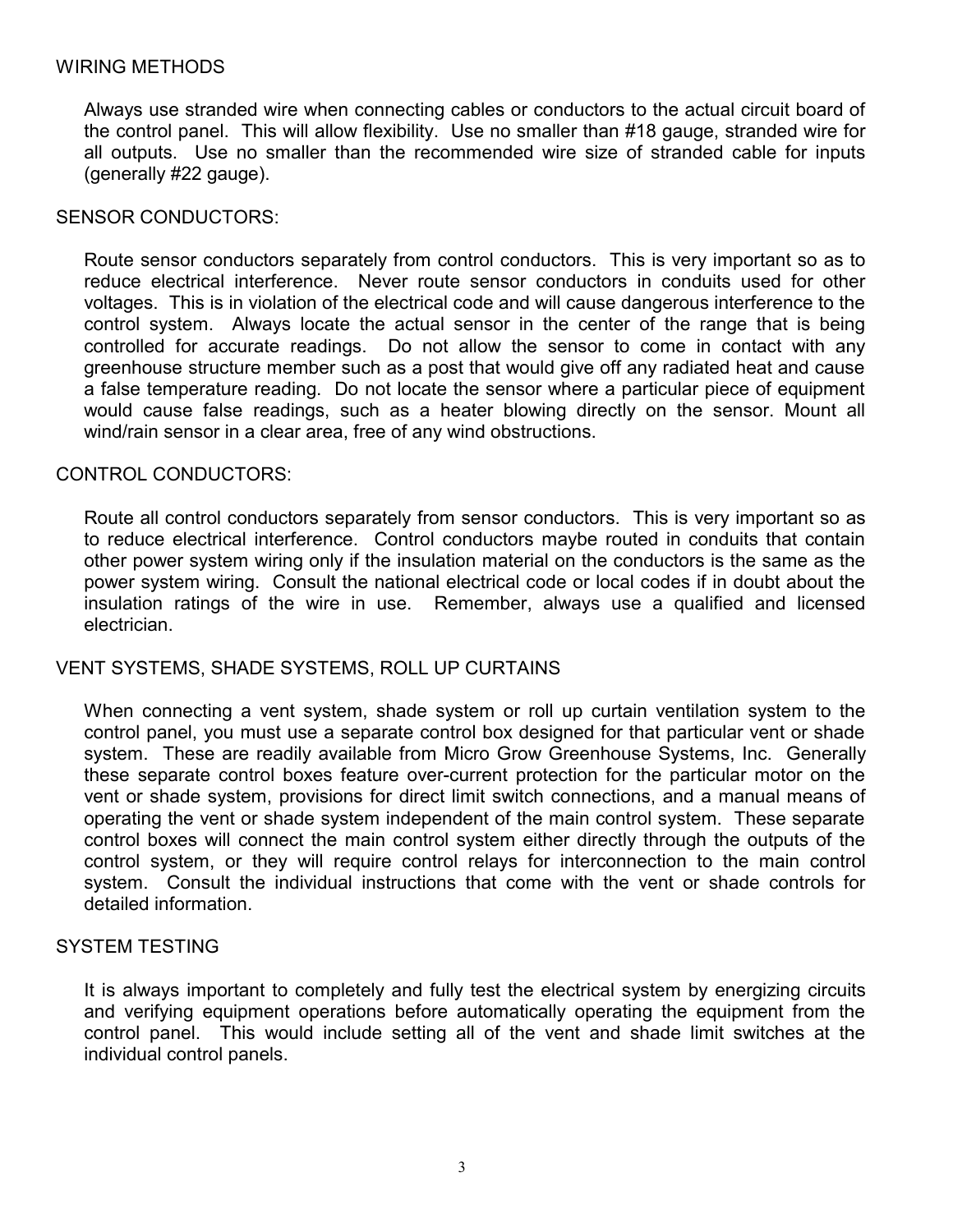## WIRING METHODS

Always use stranded wire when connecting cables or conductors to the actual circuit board of the control panel. This will allow flexibility. Use no smaller than #18 gauge, stranded wire for all outputs. Use no smaller than the recommended wire size of stranded cable for inputs (generally #22 gauge).

## SENSOR CONDUCTORS:

Route sensor conductors separately from control conductors. This is very important so as to reduce electrical interference. Never route sensor conductors in conduits used for other voltages. This is in violation of the electrical code and will cause dangerous interference to the control system. Always locate the actual sensor in the center of the range that is being controlled for accurate readings. Do not allow the sensor to come in contact with any greenhouse structure member such as a post that would give off any radiated heat and cause a false temperature reading. Do not locate the sensor where a particular piece of equipment would cause false readings, such as a heater blowing directly on the sensor. Mount all wind/rain sensor in a clear area, free of any wind obstructions.

## CONTROL CONDUCTORS:

Route all control conductors separately from sensor conductors. This is very important so as to reduce electrical interference. Control conductors maybe routed in conduits that contain other power system wiring only if the insulation material on the conductors is the same as the power system wiring. Consult the national electrical code or local codes if in doubt about the insulation ratings of the wire in use. Remember, always use a qualified and licensed electrician.

## VENT SYSTEMS, SHADE SYSTEMS, ROLL UP CURTAINS

When connecting a vent system, shade system or roll up curtain ventilation system to the control panel, you must use a separate control box designed for that particular vent or shade system. These are readily available from Micro Grow Greenhouse Systems, Inc. Generally these separate control boxes feature over-current protection for the particular motor on the vent or shade system, provisions for direct limit switch connections, and a manual means of operating the vent or shade system independent of the main control system. These separate control boxes will connect the main control system either directly through the outputs of the control system, or they will require control relays for interconnection to the main control system. Consult the individual instructions that come with the vent or shade controls for detailed information.

## SYSTEM TESTING

It is always important to completely and fully test the electrical system by energizing circuits and verifying equipment operations before automatically operating the equipment from the control panel. This would include setting all of the vent and shade limit switches at the individual control panels.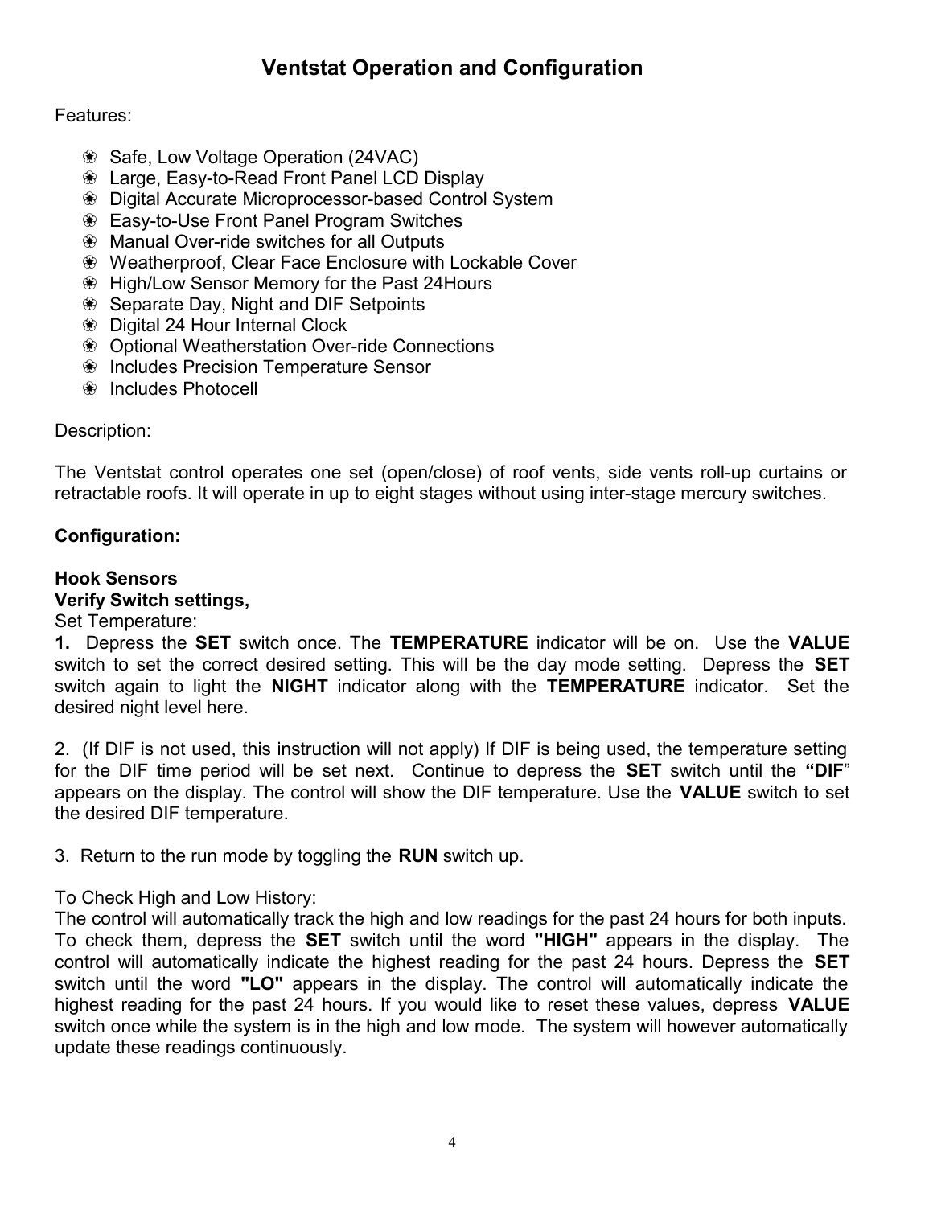# Ventstat Operation and Configuration

Features:

- Safe, Low Voltage Operation (24VAC)
- Large, Easy-to-Read Front Panel LCD Display
- Digital Accurate Microprocessor-based Control System
- Easy-to-Use Front Panel Program Switches
- Manual Over-ride switches for all Outputs
- Weatherproof, Clear Face Enclosure with Lockable Cover
- High/Low Sensor Memory for the Past 24Hours
- Separate Day, Night and DIF Setpoints
- Digital 24 Hour Internal Clock
- Optional Weatherstation Over-ride Connections
- Includes Precision Temperature Sensor
- Includes Photocell

Description:

The Ventstat control operates one set (open/close) of roof vents, side vents roll-up curtains or retractable roofs. It will operate in up to eight stages without using inter-stage mercury switches.

**Configuration:**

**Hook Sensors**
**Verify Switch settings,**
Set Temperature:
**1.** Depress the **SET** switch once. The **TEMPERATURE** indicator will be on. Use the **VALUE** switch to set the correct desired setting. This will be the day mode setting. Depress the **SET** switch again to light the **NIGHT** indicator along with the **TEMPERATURE** indicator. Set the desired night level here.

2. (If DIF is not used, this instruction will not apply) If DIF is being used, the temperature setting for the DIF time period will be set next. Continue to depress the **SET** switch until the **"DIF"** appears on the display. The control will show the DIF temperature. Use the **VALUE** switch to set the desired DIF temperature.

3. Return to the run mode by toggling the **RUN** switch up.

To Check High and Low History:
The control will automatically track the high and low readings for the past 24 hours for both inputs. To check them, depress the **SET** switch until the word **"HIGH"** appears in the display. The control will automatically indicate the highest reading for the past 24 hours. Depress the **SET** switch until the word **"LO"** appears in the display. The control will automatically indicate the highest reading for the past 24 hours. If you would like to reset these values, depress **VALUE** switch once while the system is in the high and low mode. The system will however automatically update these readings continuously.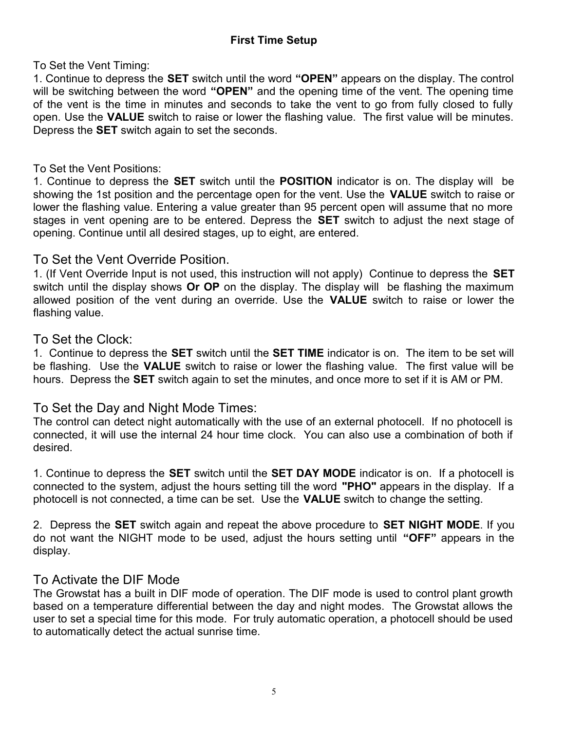## First Time Setup

To Set the Vent Timing:

1. Continue to depress the **SET** switch until the word **"OPEN"** appears on the display. The control will be switching between the word **"OPEN"** and the opening time of the vent. The opening time of the vent is the time in minutes and seconds to take the vent to go from fully closed to fully open. Use the **VALUE** switch to raise or lower the flashing value. The first value will be minutes. Depress the **SET** switch again to set the seconds.

To Set the Vent Positions:

1. Continue to depress the **SET** switch until the **POSITION** indicator is on. The display will be showing the 1st position and the percentage open for the vent. Use the **VALUE** switch to raise or lower the flashing value. Entering a value greater than 95 percent open will assume that no more stages in vent opening are to be entered. Depress the **SET** switch to adjust the next stage of opening. Continue until all desired stages, up to eight, are entered.

### To Set the Vent Override Position.

1. (If Vent Override Input is not used, this instruction will not apply) Continue to depress the **SET** switch until the display shows **Or OP** on the display. The display will be flashing the maximum allowed position of the vent during an override. Use the **VALUE** switch to raise or lower the flashing value.

### To Set the Clock:

1. Continue to depress the **SET** switch until the **SET TIME** indicator is on. The item to be set will be flashing. Use the **VALUE** switch to raise or lower the flashing value. The first value will be hours. Depress the **SET** switch again to set the minutes, and once more to set if it is AM or PM.

### To Set the Day and Night Mode Times:

The control can detect night automatically with the use of an external photocell. If no photocell is connected, it will use the internal 24 hour time clock. You can also use a combination of both if desired.

1. Continue to depress the **SET** switch until the **SET DAY MODE** indicator is on. If a photocell is connected to the system, adjust the hours setting till the word **"PHO"** appears in the display. If a photocell is not connected, a time can be set. Use the **VALUE** switch to change the setting.

2. Depress the **SET** switch again and repeat the above procedure to **SET NIGHT MODE**. If you do not want the NIGHT mode to be used, adjust the hours setting until **"OFF"** appears in the display.

### To Activate the DIF Mode

The Growstat has a built in DIF mode of operation. The DIF mode is used to control plant growth based on a temperature differential between the day and night modes. The Growstat allows the user to set a special time for this mode. For truly automatic operation, a photocell should be used to automatically detect the actual sunrise time.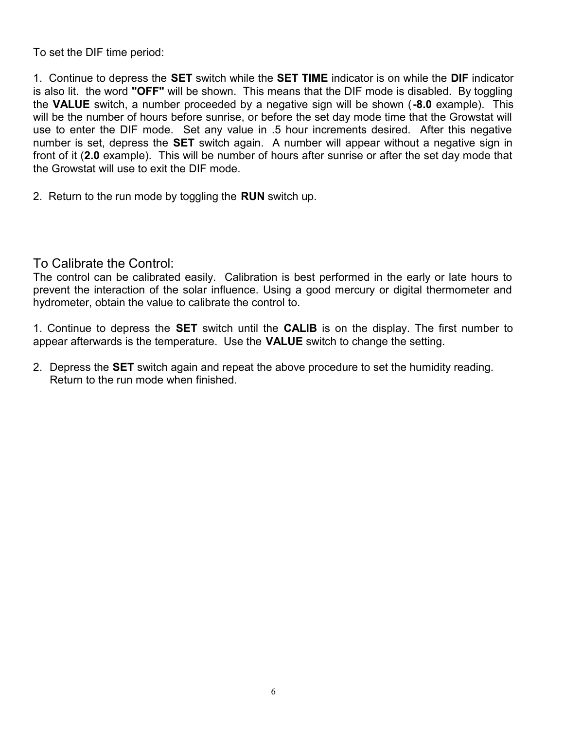To set the DIF time period:

1. Continue to depress the **SET** switch while the **SET TIME** indicator is on while the **DIF** indicator is also lit. the word **"OFF"** will be shown. This means that the DIF mode is disabled. By toggling the **VALUE** switch, a number proceeded by a negative sign will be shown (**-8.0** example). This will be the number of hours before sunrise, or before the set day mode time that the Growstat will use to enter the DIF mode. Set any value in .5 hour increments desired. After this negative number is set, depress the **SET** switch again. A number will appear without a negative sign in front of it (**2.0** example). This will be number of hours after sunrise or after the set day mode that the Growstat will use to exit the DIF mode.

2. Return to the run mode by toggling the **RUN** switch up.

## To Calibrate the Control:

The control can be calibrated easily. Calibration is best performed in the early or late hours to prevent the interaction of the solar influence. Using a good mercury or digital thermometer and hydrometer, obtain the value to calibrate the control to.

1. Continue to depress the **SET** switch until the **CALIB** is on the display. The first number to appear afterwards is the temperature. Use the **VALUE** switch to change the setting.

2. Depress the **SET** switch again and repeat the above procedure to set the humidity reading. Return to the run mode when finished.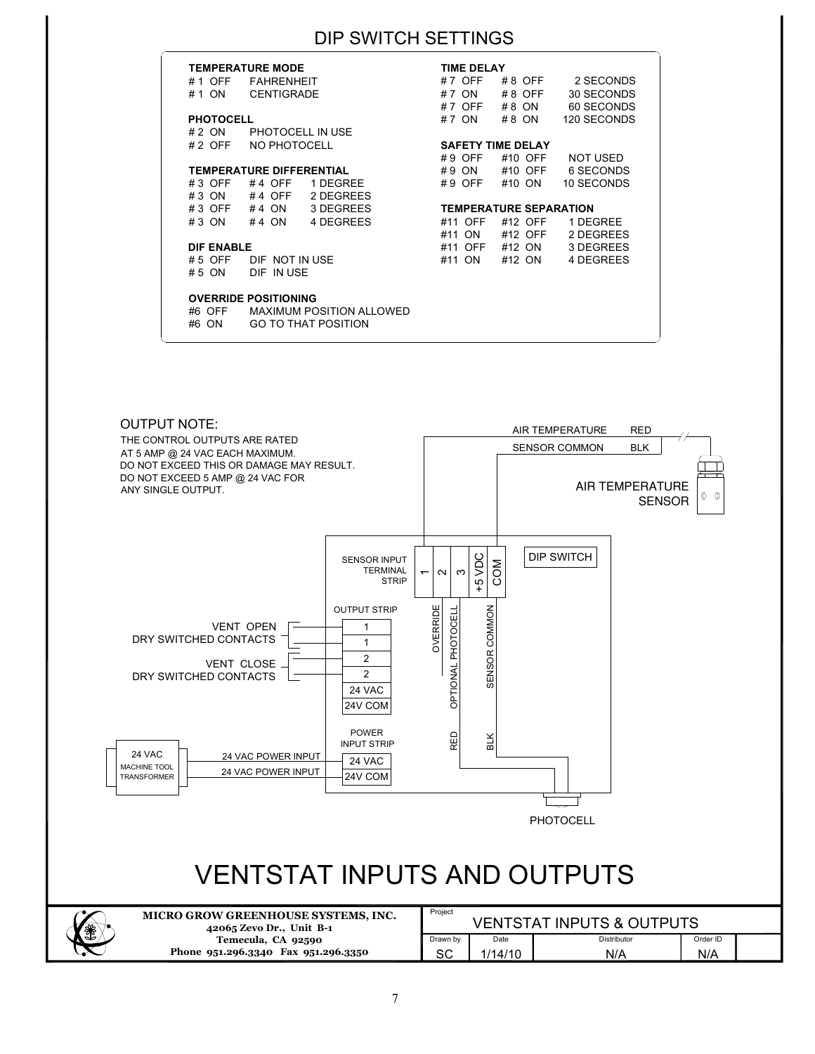# DIP SWITCH SETTINGS

**TEMPERATURE MODE**

| Switch | Setting |
|---|---|
| # 1 OFF | FAHRENHEIT |
| # 1 ON | CENTIGRADE |

**PHOTOCELL**

| Switch | Setting |
|---|---|
| # 2 ON | PHOTOCELL IN USE |
| # 2 OFF | NO PHOTOCELL |

**TEMPERATURE DIFFERENTIAL**

| # 3 | # 4 | Setting |
|---|---|---|
| # 3 OFF | # 4 OFF | 1 DEGREE |
| # 3 ON | # 4 OFF | 2 DEGREES |
| # 3 OFF | # 4 ON | 3 DEGREES |
| # 3 ON | # 4 ON | 4 DEGREES |

**DIF ENABLE**

| Switch | Setting |
|---|---|
| # 5 OFF | DIF NOT IN USE |
| # 5 ON | DIF IN USE |

**OVERRIDE POSITIONING**

| Switch | Setting |
|---|---|
| #6 OFF | MAXIMUM POSITION ALLOWED |
| #6 ON | GO TO THAT POSITION |

**TIME DELAY**

| # 7 | # 8 | Setting |
|---|---|---|
| # 7 OFF | # 8 OFF | 2 SECONDS |
| # 7 ON | # 8 OFF | 30 SECONDS |
| # 7 OFF | # 8 ON | 60 SECONDS |
| # 7 ON | # 8 ON | 120 SECONDS |

**SAFETY TIME DELAY**

| # 9 | #10 | Setting |
|---|---|---|
| # 9 OFF | #10 OFF | NOT USED |
| # 9 ON | #10 OFF | 6 SECONDS |
| # 9 OFF | #10 ON | 10 SECONDS |

**TEMPERATURE SEPARATION**

| #11 | #12 | Setting |
|---|---|---|
| #11 OFF | #12 OFF | 1 DEGREE |
| #11 ON | #12 OFF | 2 DEGREES |
| #11 OFF | #12 ON | 3 DEGREES |
| #11 ON | #12 ON | 4 DEGREES |

OUTPUT NOTE:
THE CONTROL OUTPUTS ARE RATED AT 5 AMP @ 24 VAC EACH MAXIMUM. DO NOT EXCEED THIS OR DAMAGE MAY RESULT. DO NOT EXCEED 5 AMP @ 24 VAC FOR ANY SINGLE OUTPUT.

AIR TEMPERATURE RED
SENSOR COMMON BLK
AIR TEMPERATURE SENSOR

SENSOR INPUT TERMINAL STRIP: 1, 2, 3, +5 VDC, COM

DIP SWITCH

OVERRIDE
OPTIONAL PHOTOCELL
SENSOR COMMON
RED
BLK

OUTPUT STRIP: 1, 1, 2, 2, 24 VAC, 24V COM

VENT OPEN DRY SWITCHED CONTACTS
VENT CLOSE DRY SWITCHED CONTACTS

POWER INPUT STRIP: 24 VAC, 24V COM

24 VAC MACHINE TOOL TRANSFORMER
24 VAC POWER INPUT
24 VAC POWER INPUT

PHOTOCELL

# VENTSTAT INPUTS AND OUTPUTS

**MICRO GROW GREENHOUSE SYSTEMS, INC.**
42065 Zevo Dr., Unit B-1
Temecula, CA 92590
Phone 951.296.3340 Fax 951.296.3350

| Project | VENTSTAT INPUTS & OUTPUTS | | |
|---|---|---|---|
| Drawn by | Date | Distributor | Order ID |
| SC | 1/14/10 | N/A | N/A |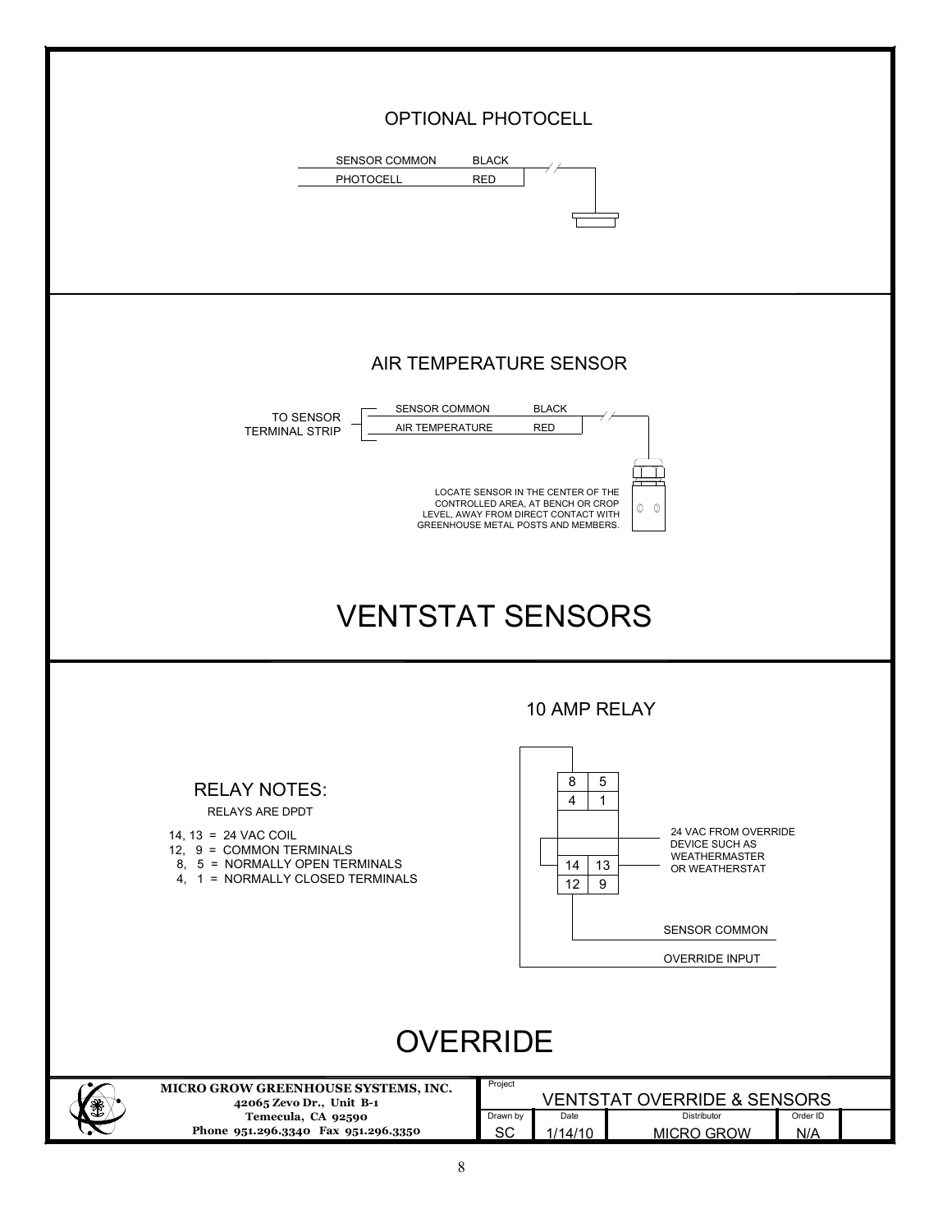## OPTIONAL PHOTOCELL

SENSOR COMMON BLACK
PHOTOCELL RED

## AIR TEMPERATURE SENSOR

TO SENSOR TERMINAL STRIP

SENSOR COMMON BLACK
AIR TEMPERATURE RED

LOCATE SENSOR IN THE CENTER OF THE CONTROLLED AREA, AT BENCH OR CROP LEVEL, AWAY FROM DIRECT CONTACT WITH GREENHOUSE METAL POSTS AND MEMBERS.

# VENTSTAT SENSORS

## 10 AMP RELAY

### RELAY NOTES:

RELAYS ARE DPDT

14, 13 = 24 VAC COIL
12, 9 = COMMON TERMINALS
8, 5 = NORMALLY OPEN TERMINALS
4, 1 = NORMALLY CLOSED TERMINALS

| 8 | 5 |
|---|---|
| 4 | 1 |
| 14 | 13 |
| 12 | 9 |

24 VAC FROM OVERRIDE DEVICE SUCH AS WEATHERMASTER OR WEATHERSTAT

SENSOR COMMON

OVERRIDE INPUT

# OVERRIDE

**MICRO GROW GREENHOUSE SYSTEMS, INC.**
**42065 Zevo Dr., Unit B-1**
**Temecula, CA 92590**
**Phone 951.296.3340 Fax 951.296.3350**

| Project | | | |
|---|---|---|---|
| VENTSTAT OVERRIDE & SENSORS | | | |
| Drawn by | Date | Distributor | Order ID |
| SC | 1/14/10 | MICRO GROW | N/A |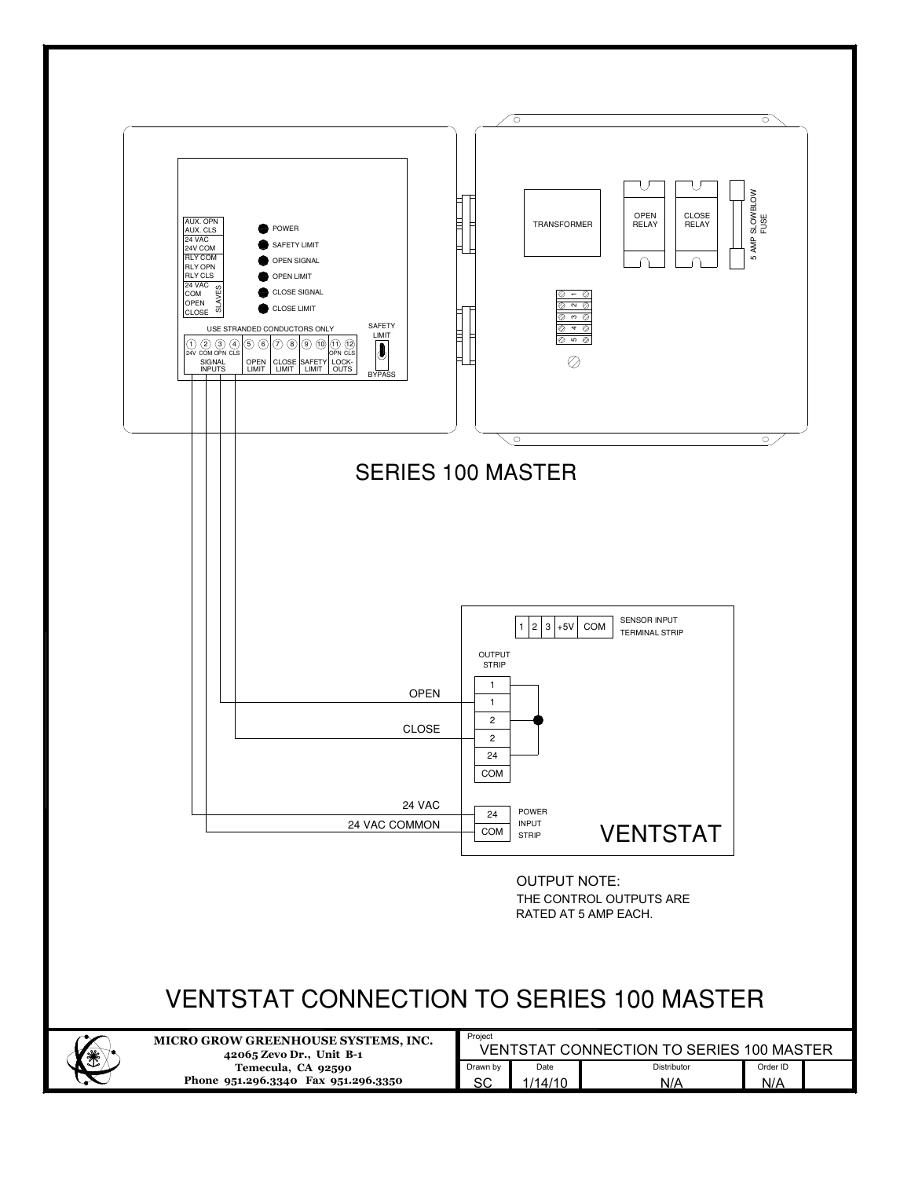AUX. OPN
AUX. CLS
24 VAC
24V COM
RLY COM
RLY OPN
RLY CLS
24 VAC
COM
OPEN
CLOSE
SLAVES

POWER
SAFETY LIMIT
OPEN SIGNAL
OPEN LIMIT
CLOSE SIGNAL
CLOSE LIMIT

USE STRANDED CONDUCTORS ONLY

1 2 3 4 5 6 7 8 9 10 11 12

24V COM OPN CLS — SIGNAL INPUTS
OPEN LIMIT
CLOSE LIMIT
SAFETY LIMIT
OPN CLS — LOCK-OUTS

SAFETY LIMIT
BYPASS

TRANSFORMER

OPEN RELAY

CLOSE RELAY

5 AMP SLOWBLOW FUSE

1 2 3 4 5

## SERIES 100 MASTER

1 | 2 | 3 | +5V | COM — SENSOR INPUT TERMINAL STRIP

OUTPUT STRIP

OPEN — 1
1
CLOSE — 2
2
24
COM

24 VAC — 24
24 VAC COMMON — COM
POWER INPUT STRIP

VENTSTAT

OUTPUT NOTE:
THE CONTROL OUTPUTS ARE RATED AT 5 AMP EACH.

# VENTSTAT CONNECTION TO SERIES 100 MASTER

**MICRO GROW GREENHOUSE SYSTEMS, INC.**
**42065 Zevo Dr., Unit B-1**
**Temecula, CA 92590**
**Phone 951.296.3340 Fax 951.296.3350**

| Project | | | | |
|---|---|---|---|---|
| VENTSTAT CONNECTION TO SERIES 100 MASTER | | | | |
| Drawn by | Date | Distributor | Order ID | |
| SC | 1/14/10 | N/A | N/A | |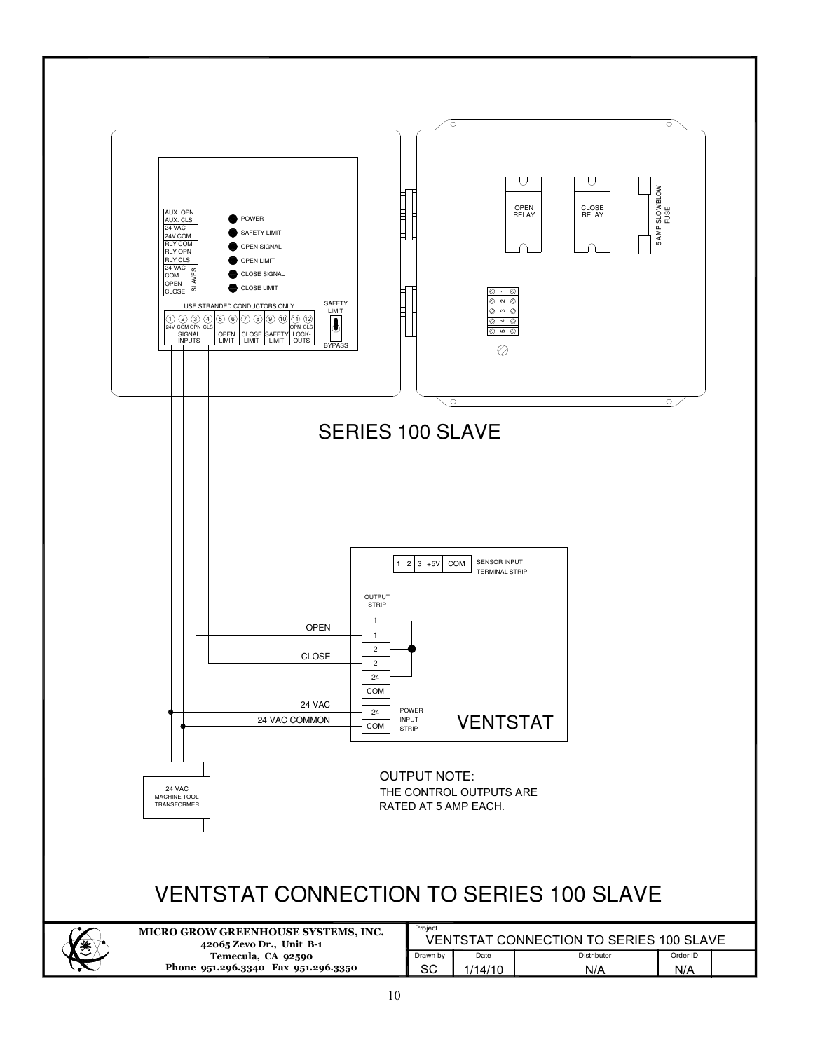AUX. OPN
AUX. CLS
24 VAC
24V COM
RLY COM
RLY OPN
RLY CLS
24 VAC
COM
OPEN
CLOSE
SLAVES

POWER
SAFETY LIMIT
OPEN SIGNAL
OPEN LIMIT
CLOSE SIGNAL
CLOSE LIMIT

USE STRANDED CONDUCTORS ONLY

1 2 3 4 5 6 7 8 9 10 11 12
24V COM OPN CLS OPN CLS
SIGNAL INPUTS
OPEN LIMIT
CLOSE LIMIT
SAFETY LIMIT
LOCK-OUTS

SAFETY LIMIT
BYPASS

OPEN RELAY
CLOSE RELAY
5 AMP SLOWBLOW FUSE

1 2 3 4 5

## SERIES 100 SLAVE

1 2 3 +5V COM SENSOR INPUT TERMINAL STRIP

OUTPUT STRIP
1
1
2
2
24
COM

OPEN
CLOSE
24 VAC
24 VAC COMMON

24
COM
POWER INPUT STRIP

VENTSTAT

24 VAC MACHINE TOOL TRANSFORMER

OUTPUT NOTE:
THE CONTROL OUTPUTS ARE RATED AT 5 AMP EACH.

# VENTSTAT CONNECTION TO SERIES 100 SLAVE

**MICRO GROW GREENHOUSE SYSTEMS, INC.**
**42065 Zevo Dr., Unit B-1**
**Temecula, CA 92590**
**Phone 951.296.3340 Fax 951.296.3350**

| Project | | | |
|---|---|---|---|
| VENTSTAT CONNECTION TO SERIES 100 SLAVE | | | |
| Drawn by | Date | Distributor | Order ID |
| SC | 1/14/10 | N/A | N/A |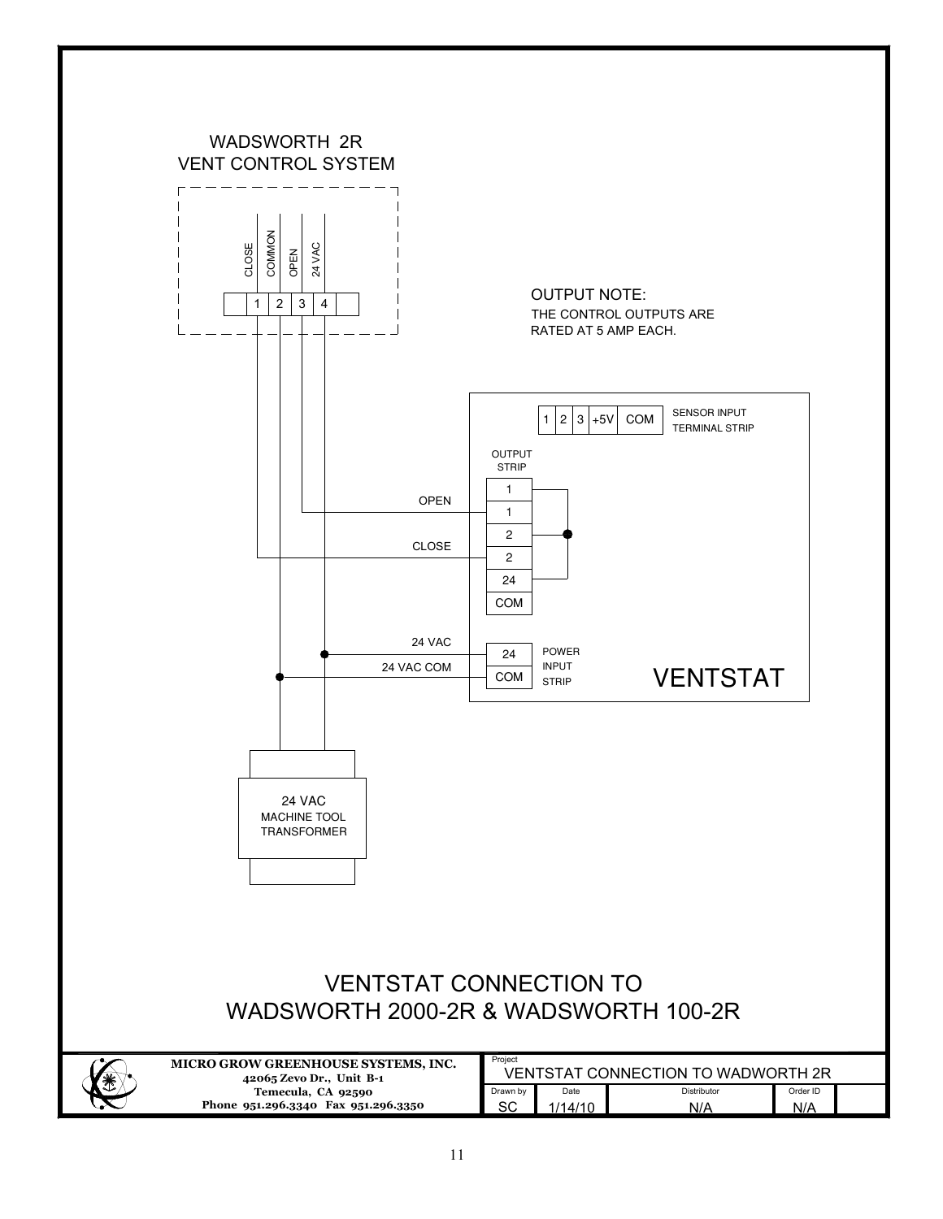WADSWORTH 2R
VENT CONTROL SYSTEM

| | 1 | 2 | 3 | 4 | |
|---|---|---|---|---|---|
| | CLOSE | COMMON | OPEN | 24 VAC | |

OUTPUT NOTE:
THE CONTROL OUTPUTS ARE RATED AT 5 AMP EACH.

1 | 2 | 3 | +5V | COM — SENSOR INPUT TERMINAL STRIP

OUTPUT STRIP

| OUTPUT STRIP |
|---|
| 1 |
| 1 (OPEN) |
| 2 |
| 2 (CLOSE) |
| 24 |
| COM |

24 VAC — 24
24 VAC COM — COM

POWER INPUT STRIP

VENTSTAT

24 VAC
MACHINE TOOL
TRANSFORMER

# VENTSTAT CONNECTION TO WADSWORTH 2000-2R & WADSWORTH 100-2R

**MICRO GROW GREENHOUSE SYSTEMS, INC.**
**42065 Zevo Dr., Unit B-1**
**Temecula, CA 92590**
**Phone 951.296.3340 Fax 951.296.3350**

| Project | | | |
|---|---|---|---|
| VENTSTAT CONNECTION TO WADWORTH 2R | | | |
| Drawn by | Date | Distributor | Order ID |
| SC | 1/14/10 | N/A | N/A |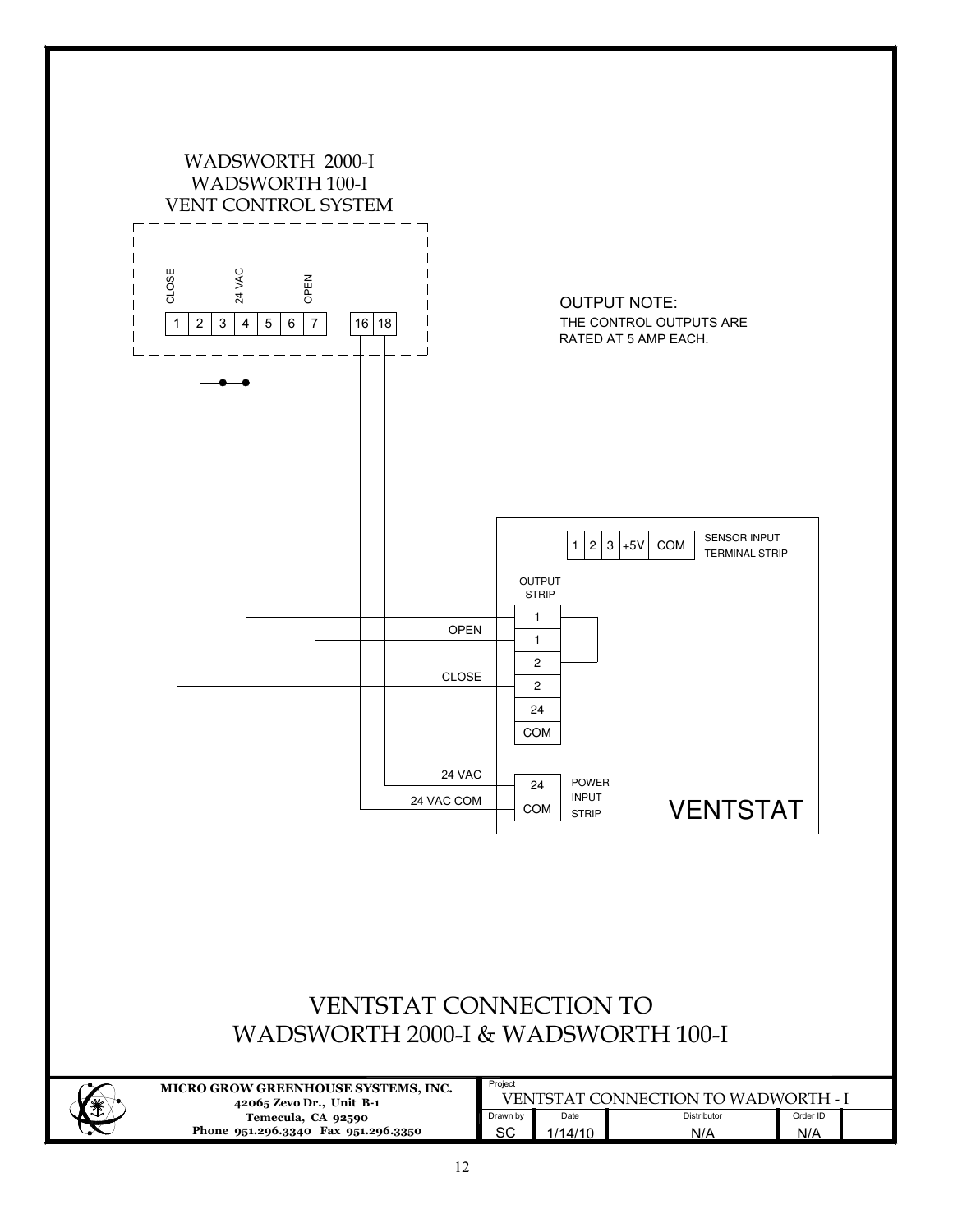WADSWORTH 2000-I
WADSWORTH 100-I
VENT CONTROL SYSTEM

CLOSE | 24 VAC | OPEN

1 | 2 | 3 | 4 | 5 | 6 | 7 | 16 | 18

OUTPUT NOTE:
THE CONTROL OUTPUTS ARE RATED AT 5 AMP EACH.

1 | 2 | 3 | +5V | COM — SENSOR INPUT TERMINAL STRIP

OUTPUT STRIP

1
OPEN — 1
2
CLOSE — 2
24
COM

24 VAC — 24
24 VAC COM — COM
POWER INPUT STRIP

VENTSTAT

# VENTSTAT CONNECTION TO WADSWORTH 2000-I & WADSWORTH 100-I

**MICRO GROW GREENHOUSE SYSTEMS, INC.**
**42065 Zevo Dr., Unit B-1**
**Temecula, CA 92590**
**Phone 951.296.3340 Fax 951.296.3350**

| Project | | | |
|---|---|---|---|
| VENTSTAT CONNECTION TO WADWORTH - I | | | |
| Drawn by | Date | Distributor | Order ID |
| SC | 1/14/10 | N/A | N/A |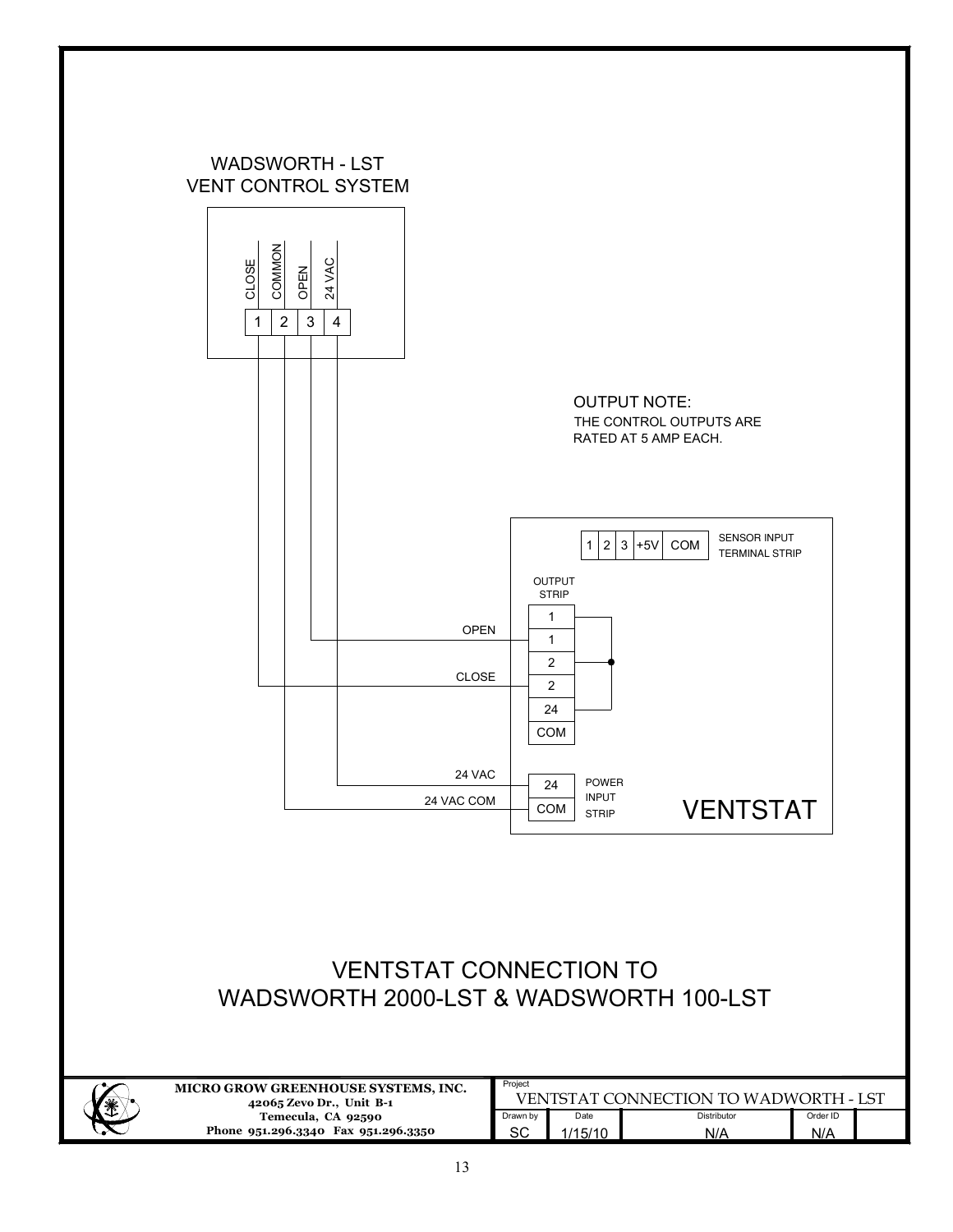WADSWORTH - LST
VENT CONTROL SYSTEM

| CLOSE | COMMON | OPEN | 24 VAC |
|---|---|---|---|
| 1 | 2 | 3 | 4 |

OUTPUT NOTE:
THE CONTROL OUTPUTS ARE RATED AT 5 AMP EACH.

| 1 | 2 | 3 | +5V | COM |
|---|---|---|---|---|

SENSOR INPUT TERMINAL STRIP

OUTPUT STRIP

- 1
- 1 — OPEN
- 2
- 2 — CLOSE
- 24
- COM

POWER INPUT STRIP

- 24 — 24 VAC
- COM — 24 VAC COM

VENTSTAT

# VENTSTAT CONNECTION TO WADSWORTH 2000-LST & WADSWORTH 100-LST

**MICRO GROW GREENHOUSE SYSTEMS, INC.**
**42065 Zevo Dr., Unit B-1**
**Temecula, CA 92590**
**Phone 951.296.3340 Fax 951.296.3350**

| Project | | | |
|---|---|---|---|
| VENTSTAT CONNECTION TO WADWORTH - LST | | | |
| Drawn by | Date | Distributor | Order ID |
| SC | 1/15/10 | N/A | N/A |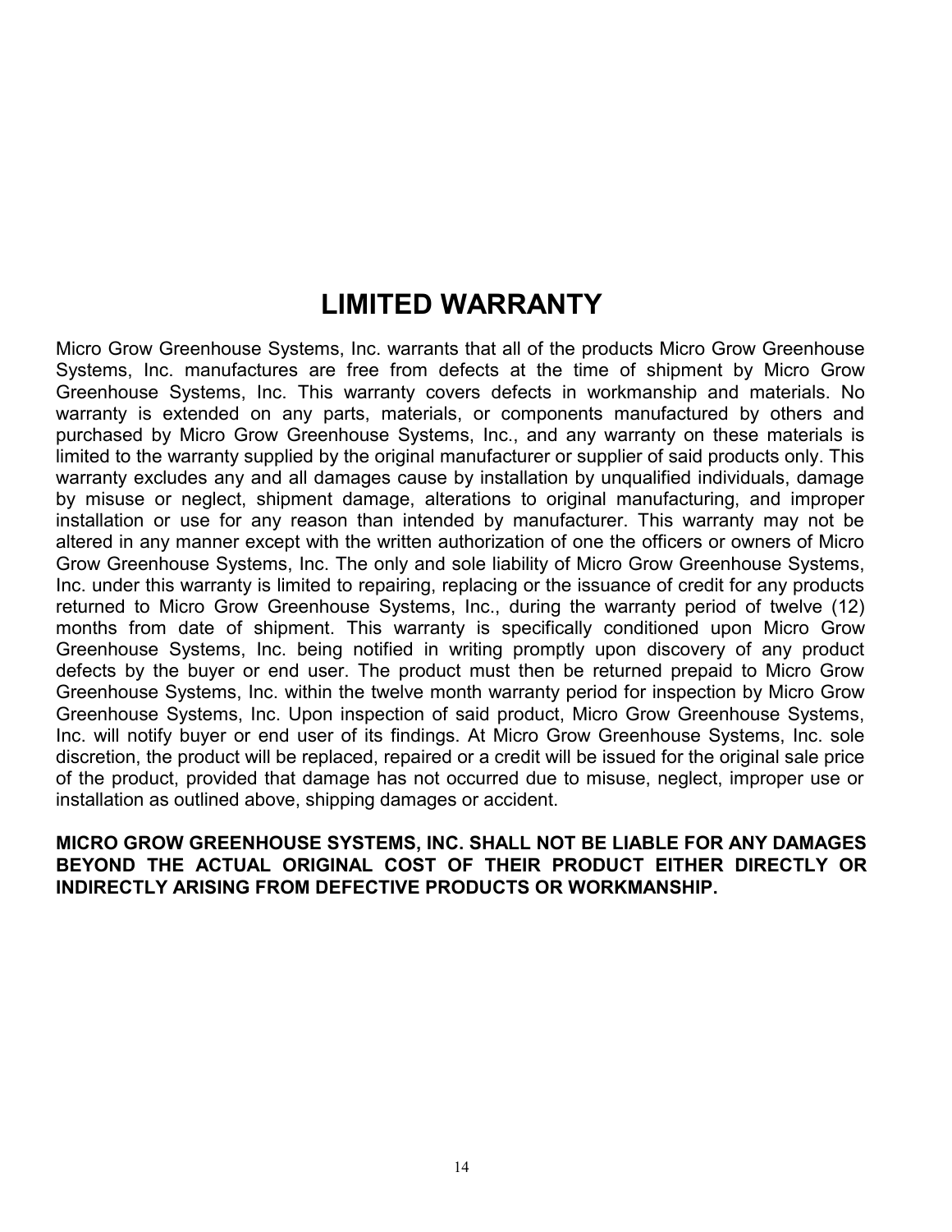# LIMITED WARRANTY

Micro Grow Greenhouse Systems, Inc. warrants that all of the products Micro Grow Greenhouse Systems, Inc. manufactures are free from defects at the time of shipment by Micro Grow Greenhouse Systems, Inc. This warranty covers defects in workmanship and materials. No warranty is extended on any parts, materials, or components manufactured by others and purchased by Micro Grow Greenhouse Systems, Inc., and any warranty on these materials is limited to the warranty supplied by the original manufacturer or supplier of said products only. This warranty excludes any and all damages cause by installation by unqualified individuals, damage by misuse or neglect, shipment damage, alterations to original manufacturing, and improper installation or use for any reason than intended by manufacturer. This warranty may not be altered in any manner except with the written authorization of one the officers or owners of Micro Grow Greenhouse Systems, Inc. The only and sole liability of Micro Grow Greenhouse Systems, Inc. under this warranty is limited to repairing, replacing or the issuance of credit for any products returned to Micro Grow Greenhouse Systems, Inc., during the warranty period of twelve (12) months from date of shipment. This warranty is specifically conditioned upon Micro Grow Greenhouse Systems, Inc. being notified in writing promptly upon discovery of any product defects by the buyer or end user. The product must then be returned prepaid to Micro Grow Greenhouse Systems, Inc. within the twelve month warranty period for inspection by Micro Grow Greenhouse Systems, Inc. Upon inspection of said product, Micro Grow Greenhouse Systems, Inc. will notify buyer or end user of its findings. At Micro Grow Greenhouse Systems, Inc. sole discretion, the product will be replaced, repaired or a credit will be issued for the original sale price of the product, provided that damage has not occurred due to misuse, neglect, improper use or installation as outlined above, shipping damages or accident.

**MICRO GROW GREENHOUSE SYSTEMS, INC. SHALL NOT BE LIABLE FOR ANY DAMAGES BEYOND THE ACTUAL ORIGINAL COST OF THEIR PRODUCT EITHER DIRECTLY OR INDIRECTLY ARISING FROM DEFECTIVE PRODUCTS OR WORKMANSHIP.**